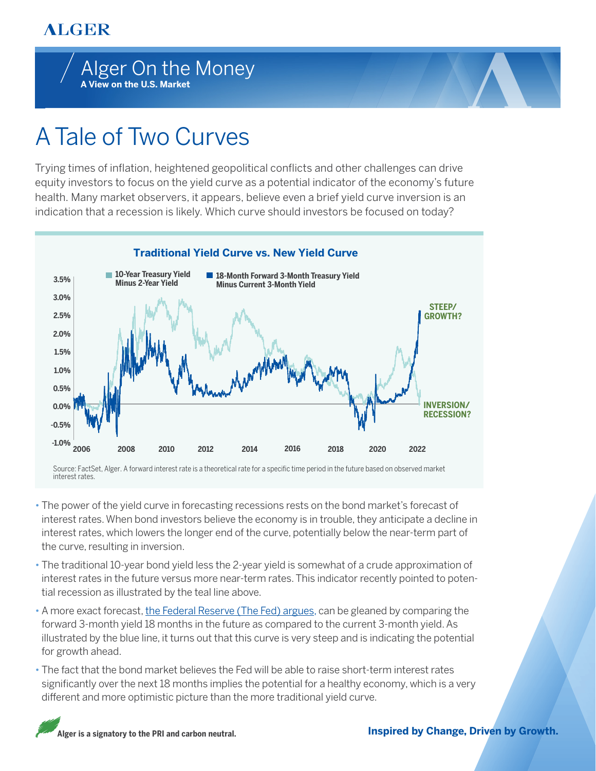# ALGER

## Alger On the Money

**A View on the U.S. Market**

# A Tale of Two Curves

Trying times of inflation, heightened geopolitical conflicts and other challenges can drive equity investors to focus on the yield curve as a potential indicator of the economy's future health. Many market observers, it appears, believe even a brief yield curve inversion is an indication that a recession is likely. Which curve should investors be focused on today?

**Traditional Yield Curve vs. New Yield Curve**

10-Year Treasury Yield Minus 2-Year Yield

18-Month Forward 3-Month Treasury Yield Minus Current 3-Month Yield

STEEP/ GROWTH?

INVERSION/ RECESSION?

Source: FactSet, Alger. A forward interest rate is a theoretical rate for a specific time period in the future based on observed market interest rates.

- The power of the yield curve in forecasting recessions rests on the bond market's forecast of interest rates. When bond investors believe the economy is in trouble, they anticipate a decline in interest rates, which lowers the longer end of the curve, potentially below the near-term part of the curve, resulting in inversion.
- The traditional 10-year bond yield less the 2-year yield is somewhat of a crude approximation of interest rates in the future versus more near-term rates. This indicator recently pointed to potential recession as illustrated by the teal line above.
- A more exact forecast, the Federal Reserve (The Fed) argues, can be gleaned by comparing the forward 3-month yield 18 months in the future as compared to the current 3-month yield. As illustrated by the blue line, it turns out that this curve is very steep and is indicating the potential for growth ahead.
- The fact that the bond market believes the Fed will be able to raise short-term interest rates significantly over the next 18 months implies the potential for a healthy economy, which is a very different and more optimistic picture than the more traditional yield curve.

**Alger is a signatory to the PRI and carbon neutral.**

**Inspired by Change, Driven by Growth.**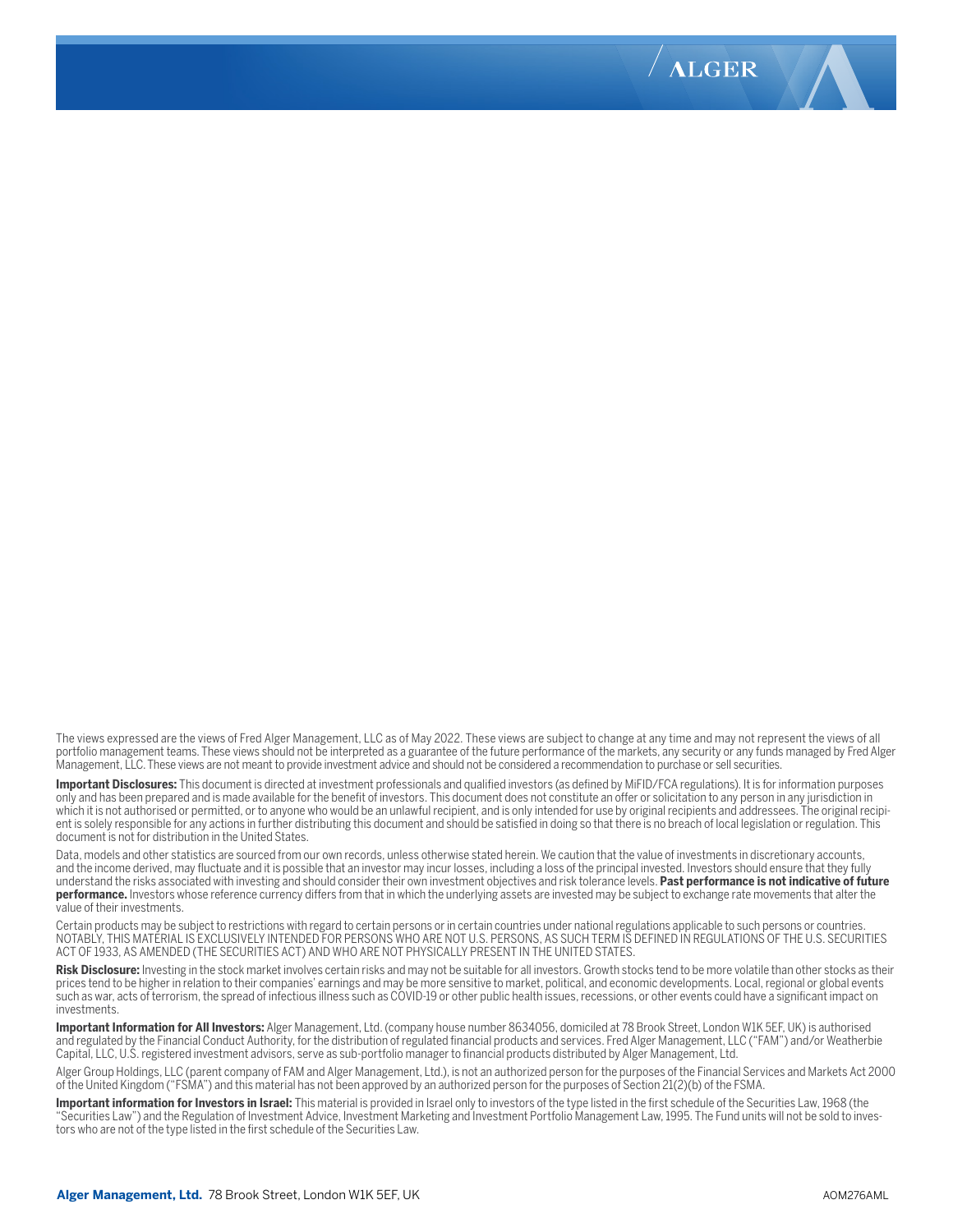The views expressed are the views of Fred Alger Management, LLC as of May 2022. These views are subject to change at any time and may not represent the views of all portfolio management teams. These views should not be interpreted as a guarantee of the future performance of the markets, any security or any funds managed by Fred Alger Management, LLC. These views are not meant to provide investment advice and should not be considered a recommendation to purchase or sell securities.

**Important Disclosures:** This document is directed at investment professionals and qualified investors (as defined by MiFID/FCA regulations). It is for information purposes only and has been prepared and is made available for the benefit of investors. This document does not constitute an offer or solicitation to any person in any jurisdiction in which it is not authorised or permitted, or to anyone who would be an unlawful recipient, and is only intended for use by original recipients and addressees. The original recipient is solely responsible for any actions in further distributing this document and should be satisfied in doing so that there is no breach of local legislation or regulation. This document is not for distribution in the United States.

Data, models and other statistics are sourced from our own records, unless otherwise stated herein. We caution that the value of investments in discretionary accounts, and the income derived, may fluctuate and it is possible that an investor may incur losses, including a loss of the principal invested. Investors should ensure that they fully understand the risks associated with investing and should consider their own investment objectives and risk tolerance levels. **Past performance is not indicative of future performance.** Investors whose reference currency differs from that in which the underlying assets are invested may be subject to exchange rate movements that alter the value of their investments.

Certain products may be subject to restrictions with regard to certain persons or in certain countries under national regulations applicable to such persons or countries. NOTABLY, THIS MATERIAL IS EXCLUSIVELY INTENDED FOR PERSONS WHO ARE NOT U.S. PERSONS, AS SUCH TERM IS DEFINED IN REGULATIONS OF THE U.S. SECURITIES ACT OF 1933, AS AMENDED (THE SECURITIES ACT) AND WHO ARE NOT PHYSICALLY PRESENT IN THE UNITED STATES.

**Risk Disclosure:** Investing in the stock market involves certain risks and may not be suitable for all investors. Growth stocks tend to be more volatile than other stocks as their prices tend to be higher in relation to their companies' earnings and may be more sensitive to market, political, and economic developments. Local, regional or global events such as war, acts of terrorism, the spread of infectious illness such as COVID-19 or other public health issues, recessions, or other events could have a significant impact on investments.

**Important Information for All Investors:** Alger Management, Ltd. (company house number 8634056, domiciled at 78 Brook Street, London W1K 5EF, UK) is authorised and regulated by the Financial Conduct Authority, for the distribution of regulated financial products and services. Fred Alger Management, LLC ("FAM") and/or Weatherbie Capital, LLC, U.S. registered investment advisors, serve as sub-portfolio manager to financial products distributed by Alger Management, Ltd.

Alger Group Holdings, LLC (parent company of FAM and Alger Management, Ltd.), is not an authorized person for the purposes of the Financial Services and Markets Act 2000 of the United Kingdom ("FSMA") and this material has not been approved by an authorized person for the purposes of Section 21(2)(b) of the FSMA.

**Important information for Investors in Israel:** This material is provided in Israel only to investors of the type listed in the first schedule of the Securities Law, 1968 (the "Securities Law") and the Regulation of Investment Advice, Investment Marketing and Investment Portfolio Management Law, 1995. The Fund units will not be sold to investors who are not of the type listed in the first schedule of the Securities Law.

**Alger Management, Ltd.** 78 Brook Street, London W1K 5EF, UK

AOM276AML